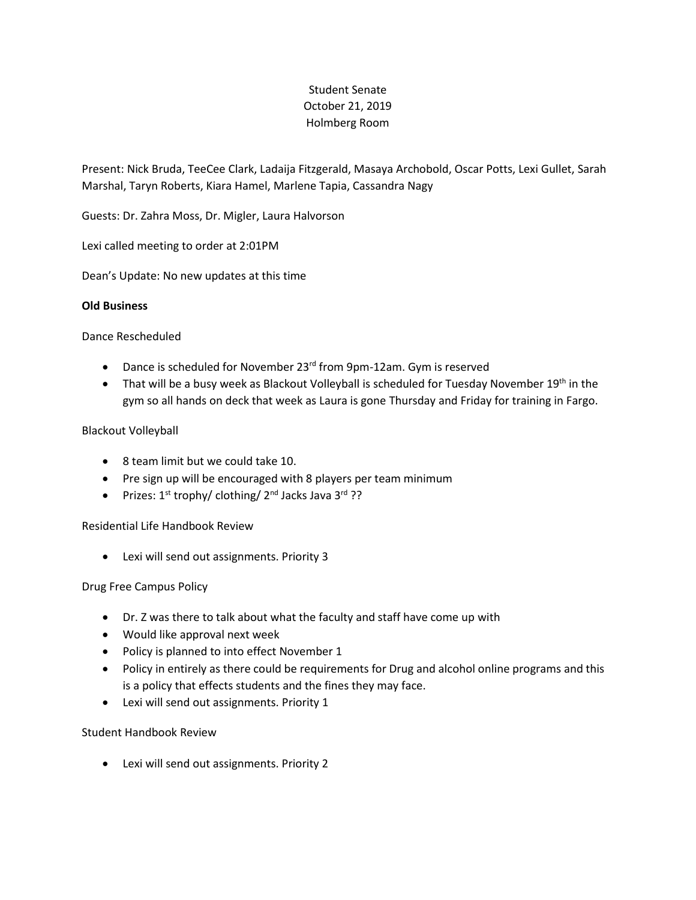Student Senate
October 21, 2019
Holmberg Room

Present: Nick Bruda, TeeCee Clark, Ladaija Fitzgerald, Masaya Archobold, Oscar Potts, Lexi Gullet, Sarah Marshal, Taryn Roberts, Kiara Hamel, Marlene Tapia, Cassandra Nagy

Guests: Dr. Zahra Moss, Dr. Migler, Laura Halvorson

Lexi called meeting to order at 2:01PM

Dean's Update: No new updates at this time

**Old Business**

Dance Rescheduled

- Dance is scheduled for November 23rd from 9pm-12am. Gym is reserved
- That will be a busy week as Blackout Volleyball is scheduled for Tuesday November 19th in the gym so all hands on deck that week as Laura is gone Thursday and Friday for training in Fargo.

Blackout Volleyball

- 8 team limit but we could take 10.
- Pre sign up will be encouraged with 8 players per team minimum
- Prizes: 1st trophy/ clothing/ 2nd Jacks Java 3rd ??

Residential Life Handbook Review

- Lexi will send out assignments. Priority 3

Drug Free Campus Policy

- Dr. Z was there to talk about what the faculty and staff have come up with
- Would like approval next week
- Policy is planned to into effect November 1
- Policy in entirely as there could be requirements for Drug and alcohol online programs and this is a policy that effects students and the fines they may face.
- Lexi will send out assignments. Priority 1

Student Handbook Review

- Lexi will send out assignments. Priority 2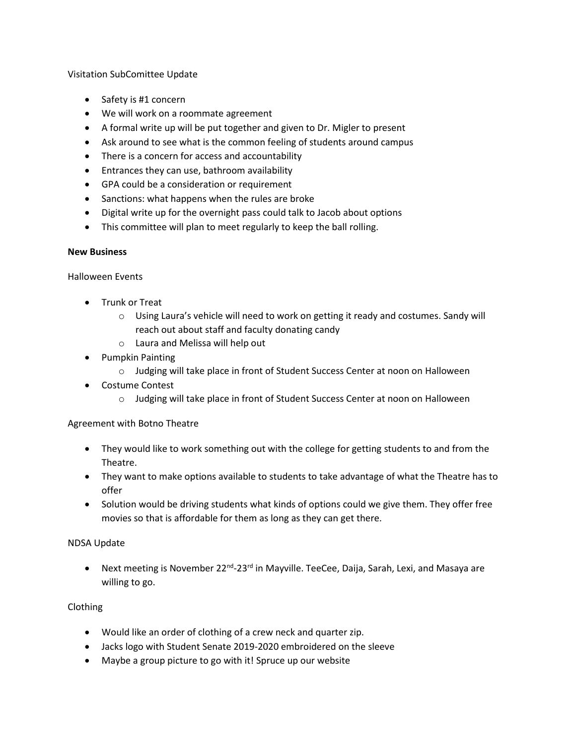Visitation SubComittee Update

- Safety is #1 concern
- We will work on a roommate agreement
- A formal write up will be put together and given to Dr. Migler to present
- Ask around to see what is the common feeling of students around campus
- There is a concern for access and accountability
- Entrances they can use, bathroom availability
- GPA could be a consideration or requirement
- Sanctions: what happens when the rules are broke
- Digital write up for the overnight pass could talk to Jacob about options
- This committee will plan to meet regularly to keep the ball rolling.

**New Business**

Halloween Events

- Trunk or Treat
    - Using Laura's vehicle will need to work on getting it ready and costumes. Sandy will reach out about staff and faculty donating candy
    - Laura and Melissa will help out
- Pumpkin Painting
    - Judging will take place in front of Student Success Center at noon on Halloween
- Costume Contest
    - Judging will take place in front of Student Success Center at noon on Halloween

Agreement with Botno Theatre

- They would like to work something out with the college for getting students to and from the Theatre.
- They want to make options available to students to take advantage of what the Theatre has to offer
- Solution would be driving students what kinds of options could we give them. They offer free movies so that is affordable for them as long as they can get there.

NDSA Update

- Next meeting is November 22nd-23rd in Mayville. TeeCee, Daija, Sarah, Lexi, and Masaya are willing to go.

Clothing

- Would like an order of clothing of a crew neck and quarter zip.
- Jacks logo with Student Senate 2019-2020 embroidered on the sleeve
- Maybe a group picture to go with it! Spruce up our website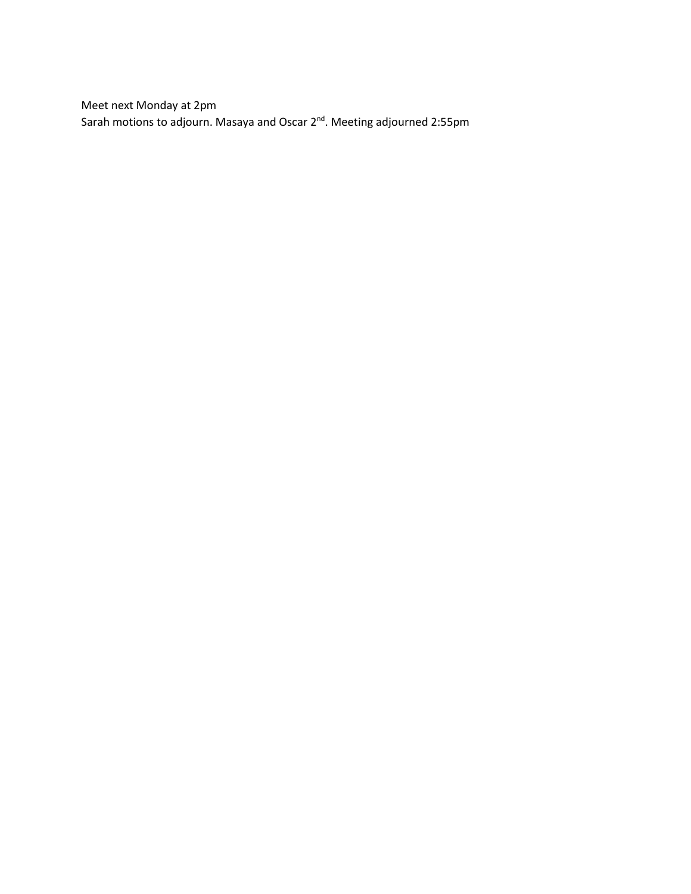Meet next Monday at 2pm
Sarah motions to adjourn. Masaya and Oscar 2nd. Meeting adjourned 2:55pm